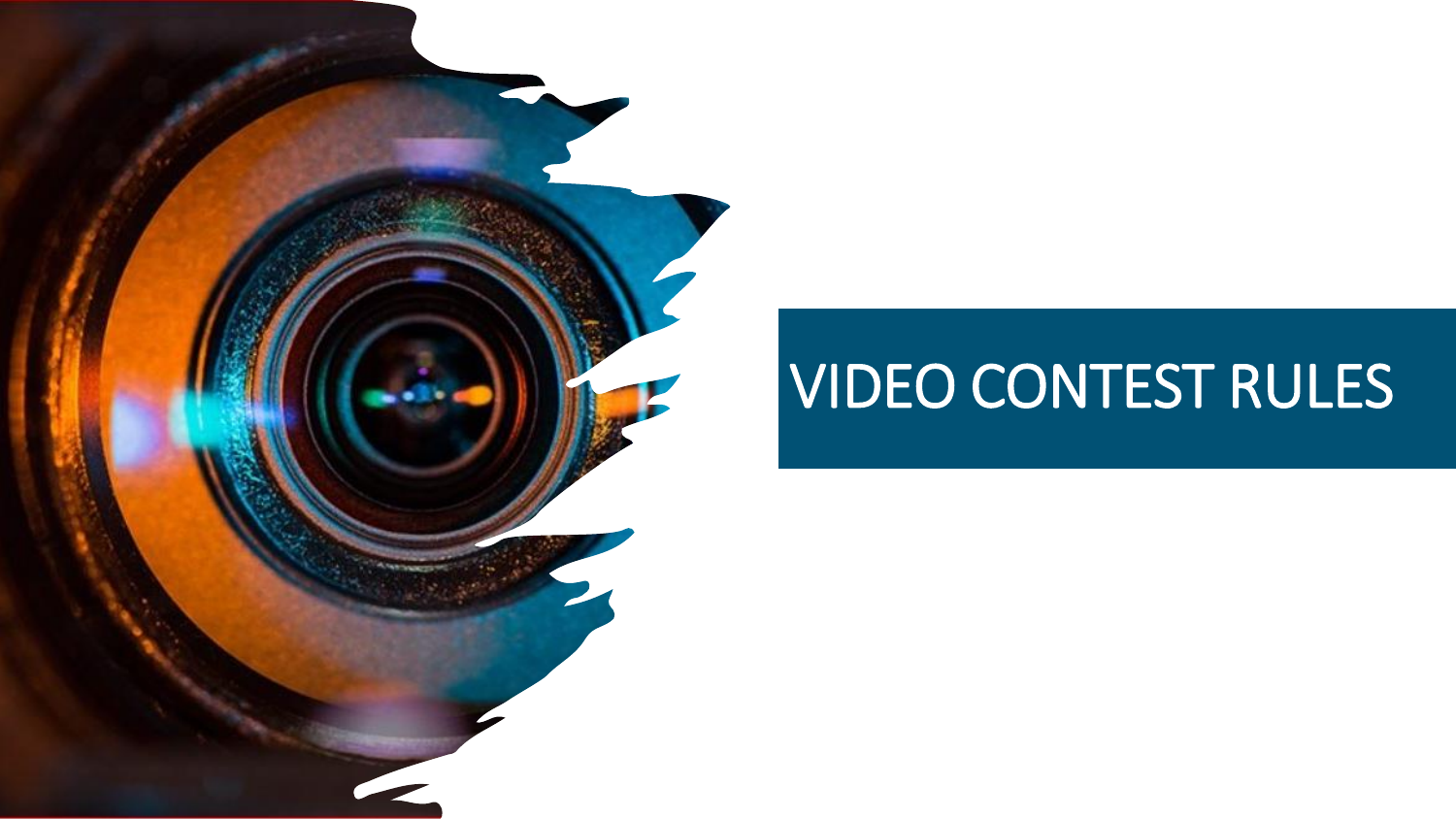# VIDEO CONTEST RULES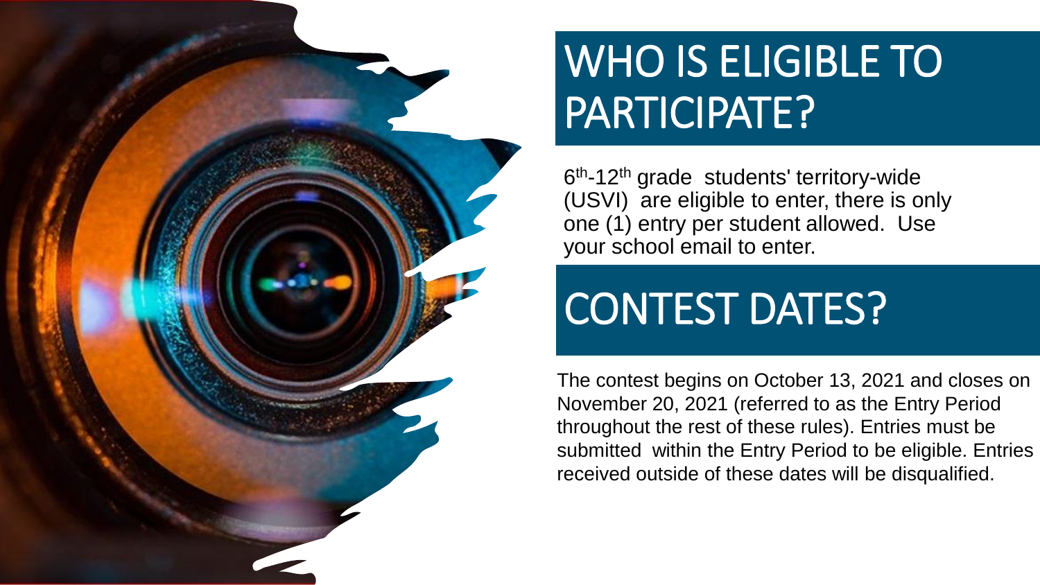# WHO IS ELIGIBLE TO PARTICIPATE?

6th-12th grade students' territory-wide (USVI) are eligible to enter, there is only one (1) entry per student allowed. Use your school email to enter.

# CONTEST DATES?

The contest begins on October 13, 2021 and closes on November 20, 2021 (referred to as the Entry Period throughout the rest of these rules). Entries must be submitted within the Entry Period to be eligible. Entries received outside of these dates will be disqualified.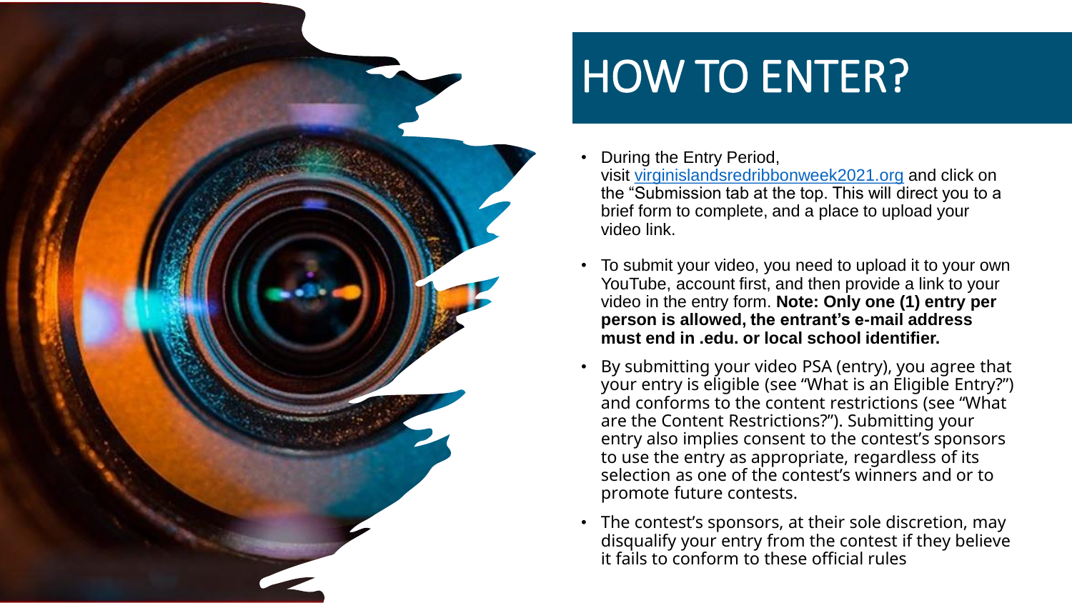# HOW TO ENTER?

- During the Entry Period, visit [virginislandsredribbonweek2021.org](virginislandsredribbonweek2021.org) and click on the "Submission tab at the top. This will direct you to a brief form to complete, and a place to upload your video link.
- To submit your video, you need to upload it to your own YouTube, account first, and then provide a link to your video in the entry form. **Note: Only one (1) entry per person is allowed, the entrant's e-mail address must end in .edu. or local school identifier.**
- By submitting your video PSA (entry), you agree that your entry is eligible (see "What is an Eligible Entry?") and conforms to the content restrictions (see "What are the Content Restrictions?"). Submitting your entry also implies consent to the contest's sponsors to use the entry as appropriate, regardless of its selection as one of the contest's winners and or to promote future contests.
- The contest's sponsors, at their sole discretion, may disqualify your entry from the contest if they believe it fails to conform to these official rules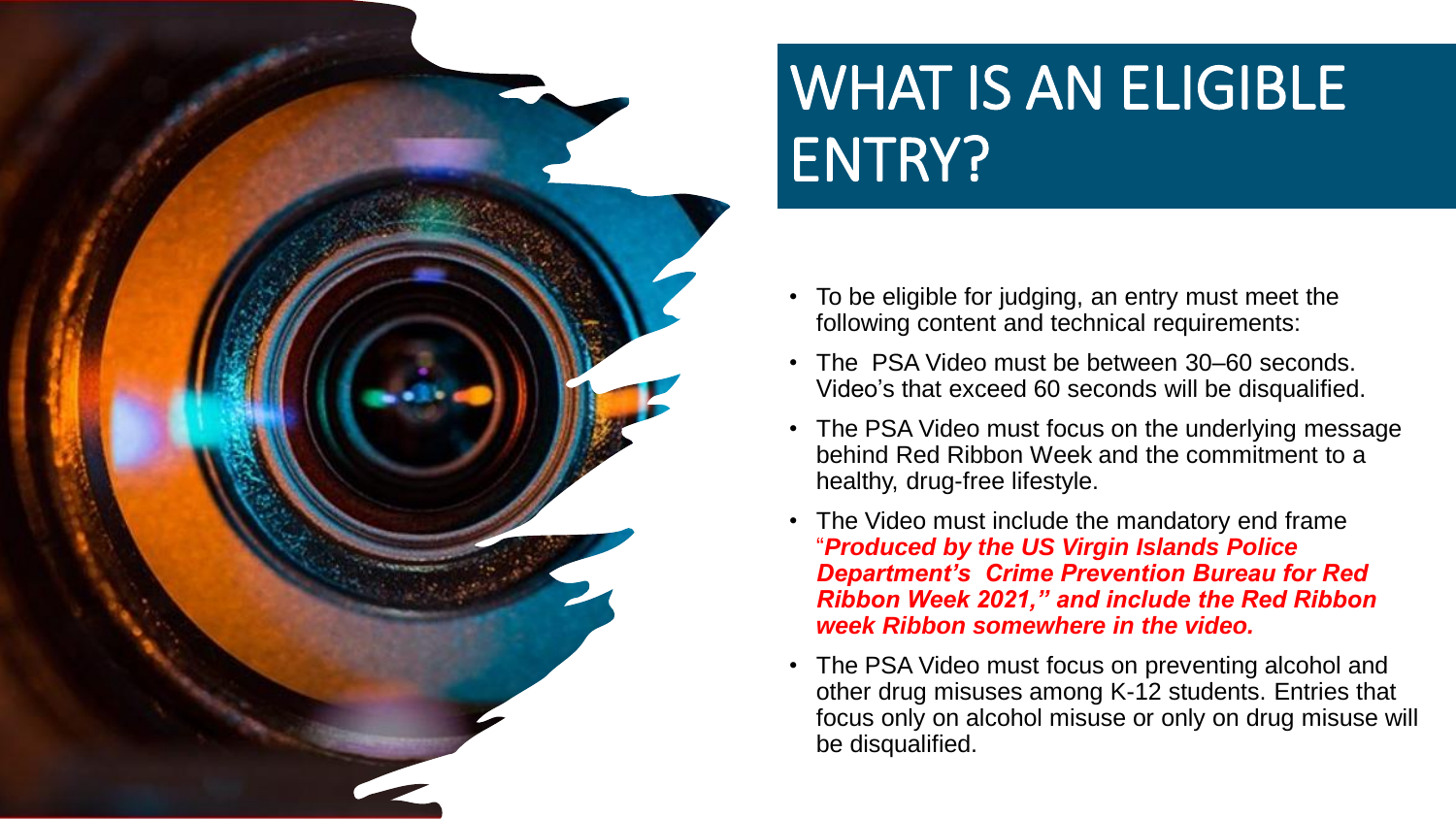# WHAT IS AN ELIGIBLE ENTRY?

- To be eligible for judging, an entry must meet the following content and technical requirements:
- The PSA Video must be between 30–60 seconds. Video's that exceed 60 seconds will be disqualified.
- The PSA Video must focus on the underlying message behind Red Ribbon Week and the commitment to a healthy, drug-free lifestyle.
- The Video must include the mandatory end frame ***"Produced by the US Virgin Islands Police Department's Crime Prevention Bureau for Red Ribbon Week 2021," and include the Red Ribbon week Ribbon somewhere in the video.***
- The PSA Video must focus on preventing alcohol and other drug misuses among K-12 students. Entries that focus only on alcohol misuse or only on drug misuse will be disqualified.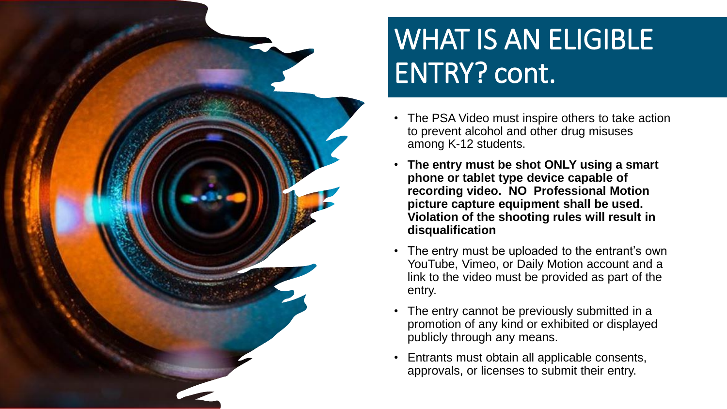# WHAT IS AN ELIGIBLE ENTRY? cont.

- The PSA Video must inspire others to take action to prevent alcohol and other drug misuses among K-12 students.
- **The entry must be shot ONLY using a smart phone or tablet type device capable of recording video. NO Professional Motion picture capture equipment shall be used. Violation of the shooting rules will result in disqualification**
- The entry must be uploaded to the entrant's own YouTube, Vimeo, or Daily Motion account and a link to the video must be provided as part of the entry.
- The entry cannot be previously submitted in a promotion of any kind or exhibited or displayed publicly through any means.
- Entrants must obtain all applicable consents, approvals, or licenses to submit their entry.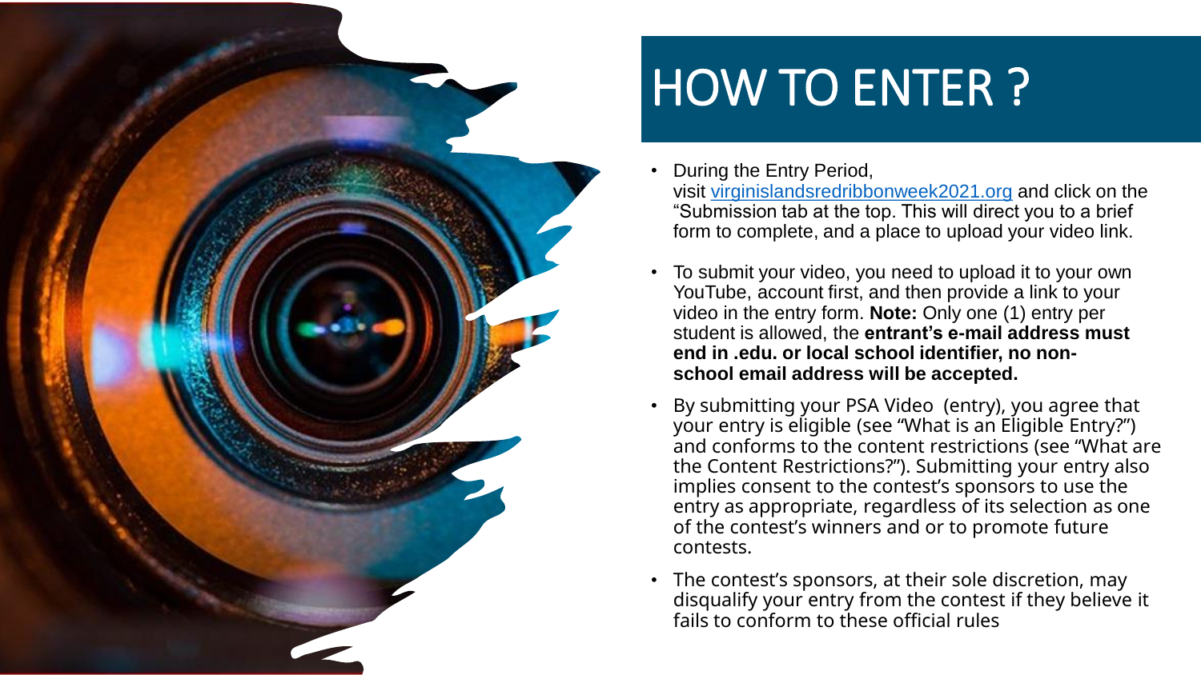# HOW TO ENTER ?

- During the Entry Period, visit [virginislandsredribbonweek2021.org](http://virginislandsredribbonweek2021.org) and click on the "Submission tab at the top. This will direct you to a brief form to complete, and a place to upload your video link.
- To submit your video, you need to upload it to your own YouTube, account first, and then provide a link to your video in the entry form. **Note:** Only one (1) entry per student is allowed, the **entrant's e-mail address must end in .edu. or local school identifier, no non-school email address will be accepted.**
- By submitting your PSA Video (entry), you agree that your entry is eligible (see "What is an Eligible Entry?") and conforms to the content restrictions (see "What are the Content Restrictions?"). Submitting your entry also implies consent to the contest's sponsors to use the entry as appropriate, regardless of its selection as one of the contest's winners and or to promote future contests.
- The contest's sponsors, at their sole discretion, may disqualify your entry from the contest if they believe it fails to conform to these official rules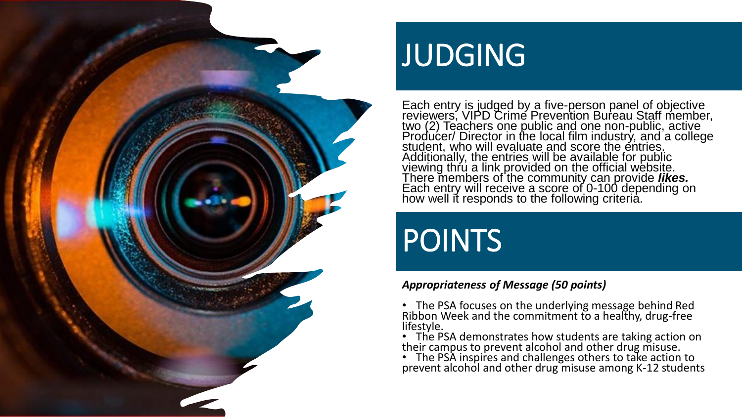# JUDGING

Each entry is judged by a five-person panel of objective reviewers, VIPD Crime Prevention Bureau Staff member, two (2) Teachers one public and one non-public, active Producer/ Director in the local film industry, and a college student, who will evaluate and score the entries. Additionally, the entries will be available for public viewing thru a link provided on the official website. There members of the community can provide ***likes.*** Each entry will receive a score of 0-100 depending on how well it responds to the following criteria.

# POINTS

***Appropriateness of Message (50 points)***

- The PSA focuses on the underlying message behind Red Ribbon Week and the commitment to a healthy, drug-free lifestyle.
- The PSA demonstrates how students are taking action on their campus to prevent alcohol and other drug misuse.
- The PSA inspires and challenges others to take action to prevent alcohol and other drug misuse among K-12 students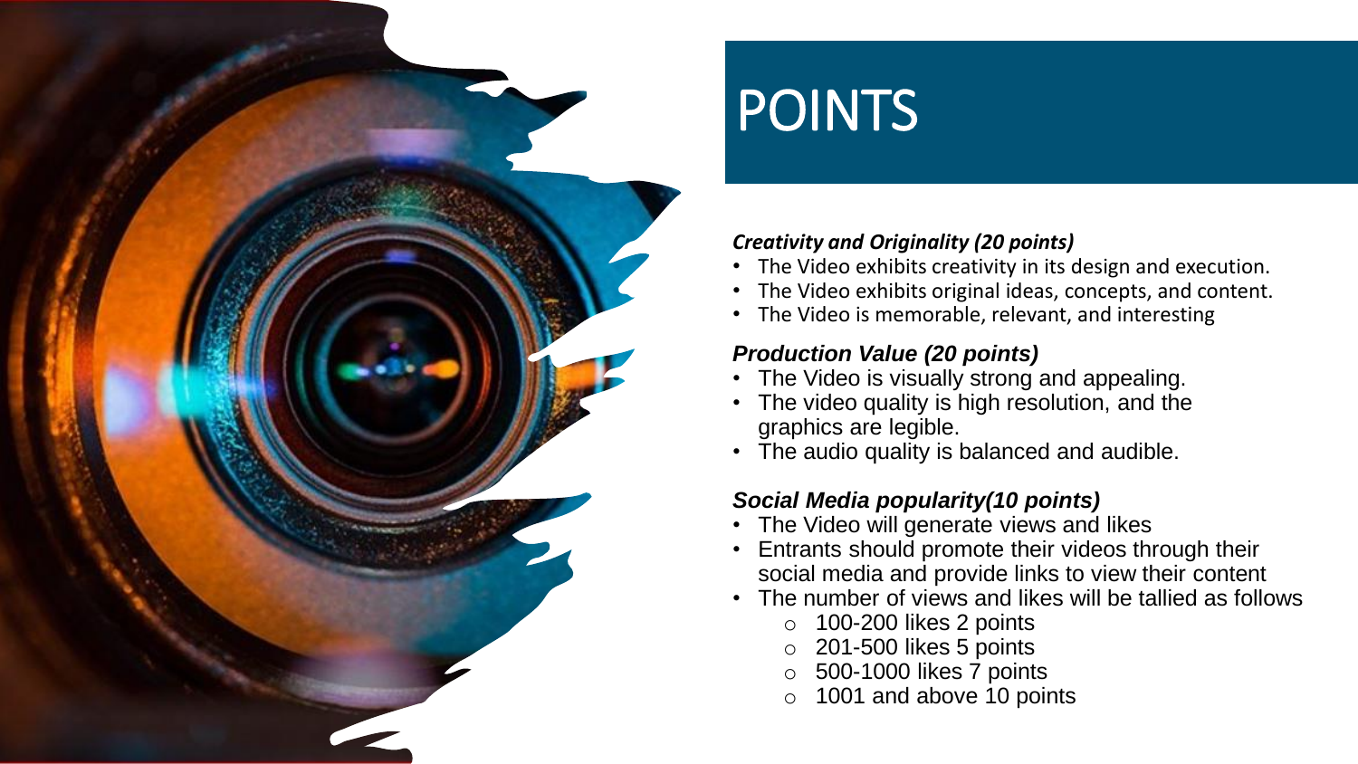# POINTS

***Creativity and Originality (20 points)***

- The Video exhibits creativity in its design and execution.
- The Video exhibits original ideas, concepts, and content.
- The Video is memorable, relevant, and interesting

***Production Value (20 points)***

- The Video is visually strong and appealing.
- The video quality is high resolution, and the graphics are legible.
- The audio quality is balanced and audible.

***Social Media popularity(10 points)***

- The Video will generate views and likes
- Entrants should promote their videos through their social media and provide links to view their content
- The number of views and likes will be tallied as follows
  - 100-200 likes 2 points
  - 201-500 likes 5 points
  - 500-1000 likes 7 points
  - 1001 and above 10 points